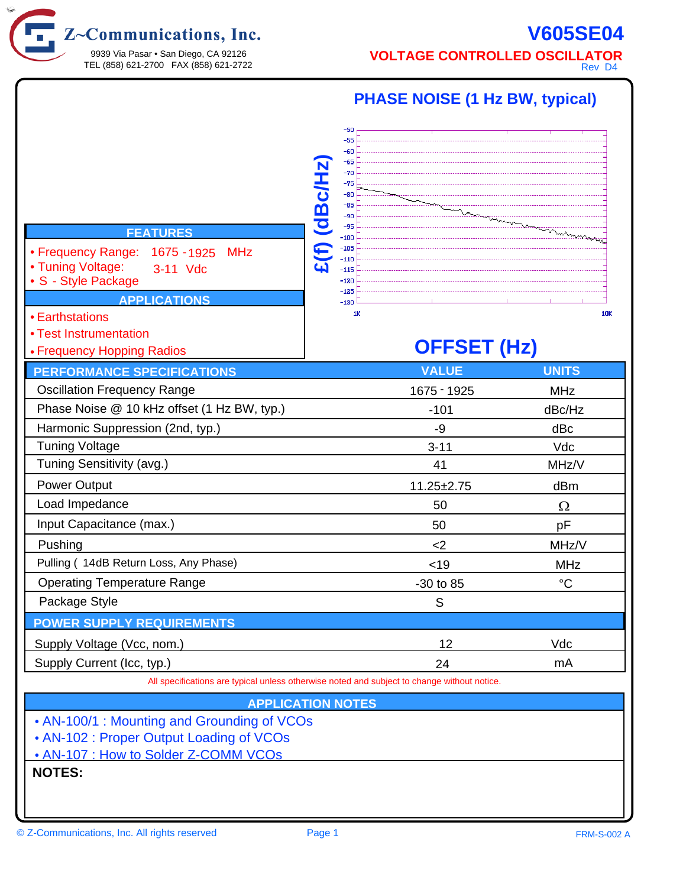# Z~Communications, Inc.

9939 Via Pasar • San Diego, CA 92126
TEL (858) 621-2700 FAX (858) 621-2722

# V605SE04

## VOLTAGE CONTROLLED OSCILLATOR

Rev D4

### PHASE NOISE (1 Hz BW, typical)

£(f) (dBc/Hz)

OFFSET (Hz)

### FEATURES

- Frequency Range: 1675 - 1925 MHz
- Tuning Voltage: 3-11 Vdc
- S - Style Package

### APPLICATIONS

- Earthstations
- Test Instrumentation
- Frequency Hopping Radios

| PERFORMANCE SPECIFICATIONS | VALUE | UNITS |
|---|---|---|
| Oscillation Frequency Range | 1675 - 1925 | MHz |
| Phase Noise @ 10 kHz offset (1 Hz BW, typ.) | -101 | dBc/Hz |
| Harmonic Suppression (2nd, typ.) | -9 | dBc |
| Tuning Voltage | 3-11 | Vdc |
| Tuning Sensitivity (avg.) | 41 | MHz/V |
| Power Output | 11.25±2.75 | dBm |
| Load Impedance | 50 | Ω |
| Input Capacitance (max.) | 50 | pF |
| Pushing | <2 | MHz/V |
| Pulling ( 14dB Return Loss, Any Phase) | <19 | MHz |
| Operating Temperature Range | -30 to 85 | °C |
| Package Style | S | |
| **POWER SUPPLY REQUIREMENTS** | | |
| Supply Voltage (Vcc, nom.) | 12 | Vdc |
| Supply Current (Icc, typ.) | 24 | mA |

All specifications are typical unless otherwise noted and subject to change without notice.

### APPLICATION NOTES

- AN-100/1 : Mounting and Grounding of VCOs
- AN-102 : Proper Output Loading of VCOs
- AN-107 : How to Solder Z-COMM VCOs

**NOTES:**

© Z-Communications, Inc. All rights reserved

FRM-S-002 A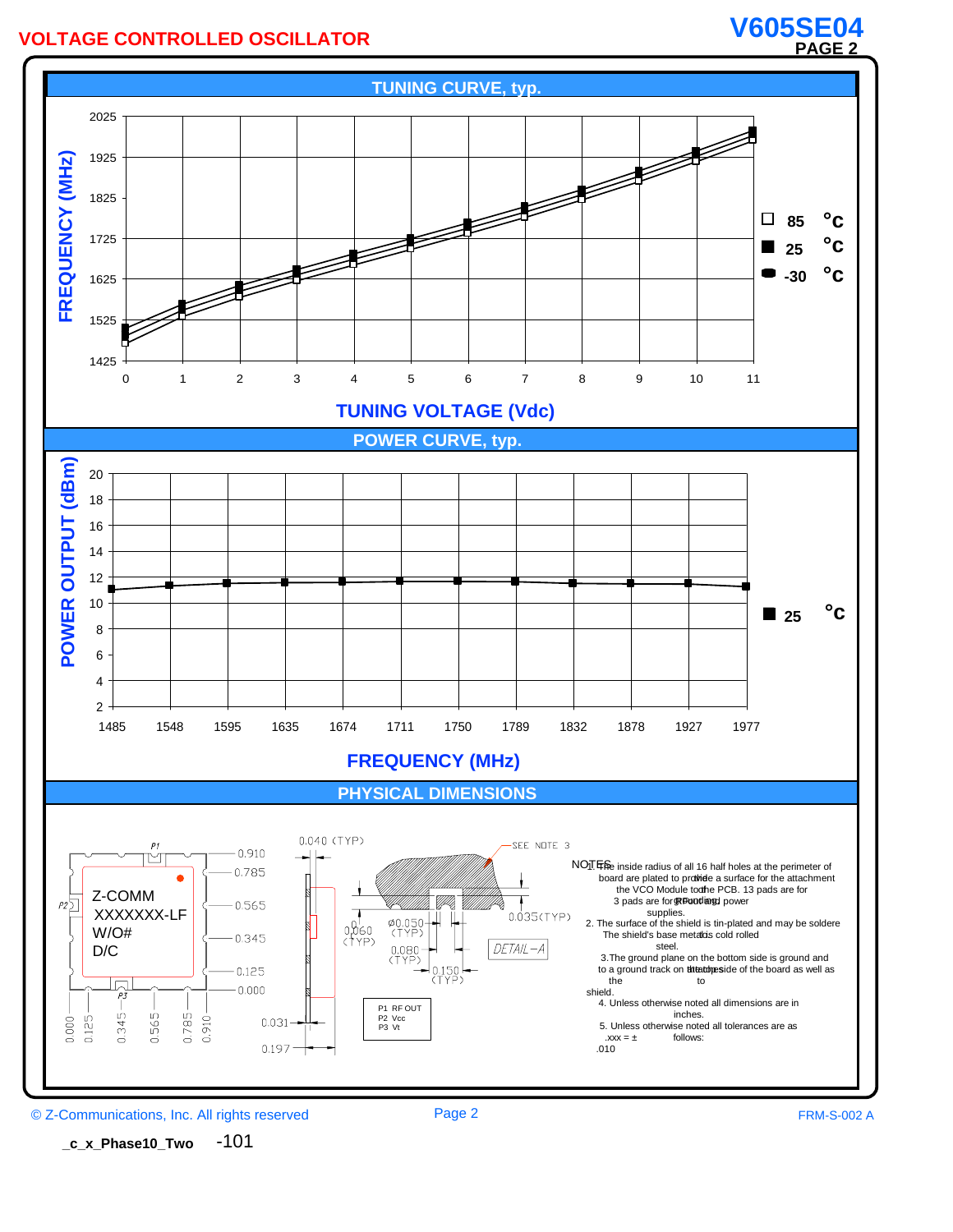## VOLTAGE CONTROLLED OSCILLATOR

# V605SE04

## TUNING CURVE, typ.

FREQUENCY (MHz)

2025
1925
1825
1725
1625
1525
1425

0 1 2 3 4 5 6 7 8 9 10 11

TUNING VOLTAGE (Vdc)

85 °C
25 °C
-30 °C

## POWER CURVE, typ.

POWER OUTPUT (dBm)

20
18
16
14
12
10
8
6
4
2

1485 1548 1595 1635 1674 1711 1750 1789 1832 1878 1927 1977

FREQUENCY (MHz)

25 °C

## PHYSICAL DIMENSIONS

P1
P2
P3

Z-COMM
XXXXXXX-LF
W/O#
D/C

0.910
0.785
0.565
0.345
0.125
0.000

0.000 0.125 0.345 0.565 0.785 0.910

0.040 (TYP)
SEE NOTE 3
0.035(TYP)
ø0.050 (TYP)
0.060 (TYP)
0.080 (TYP)
0.150 (TYP)
DETAIL—A
0.031
0.197

P1 RF OUT
P2 Vcc
P3 Vt

NOTES:

1. The inside radius of all 16 half holes at the perimeter of the board are plated to provide a surface for the attachment the VCO Module to the PCB. 13 pads are for grounding; 3 pads are for RF out and power supplies.
2. The surface of the shield is tin-plated and may be soldered. The shield's base metal is cold rolled steel.
3. The ground plane on the bottom side is ground and attached to a ground track on the top side of the board as well as the shield.
4. Unless otherwise noted all dimensions are in inches.
5. Unless otherwise noted all tolerances are as follows: .xxx = ± .010

© Z-Communications, Inc. All rights reserved

FRM-S-002 A

_c_x_Phase10_Two -101